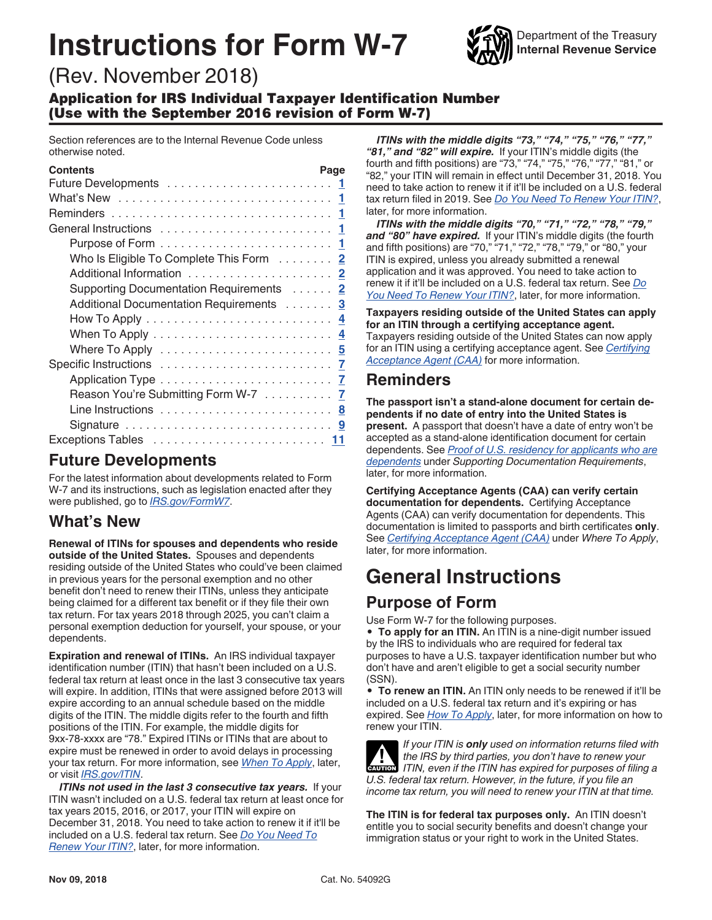# Instructions for Form W-7

Department of the Treasury
Internal Revenue Service

(Rev. November 2018)

## Application for IRS Individual Taxpayer Identification Number (Use with the September 2016 revision of Form W-7)

Section references are to the Internal Revenue Code unless otherwise noted.

| Contents | Page |
|---|---|
| Future Developments | 1 |
| What's New | 1 |
| Reminders | 1 |
| General Instructions | 1 |
| Purpose of Form | 1 |
| Who Is Eligible To Complete This Form | 2 |
| Additional Information | 2 |
| Supporting Documentation Requirements | 2 |
| Additional Documentation Requirements | 3 |
| How To Apply | 4 |
| When To Apply | 4 |
| Where To Apply | 5 |
| Specific Instructions | 7 |
| Application Type | 7 |
| Reason You're Submitting Form W-7 | 7 |
| Line Instructions | 8 |
| Signature | 9 |
| Exceptions Tables | 11 |

## Future Developments

For the latest information about developments related to Form W-7 and its instructions, such as legislation enacted after they were published, go to *IRS.gov/FormW7*.

## What's New

**Renewal of ITINs for spouses and dependents who reside outside of the United States.** Spouses and dependents residing outside of the United States who could've been claimed in previous years for the personal exemption and no other benefit don't need to renew their ITINs, unless they anticipate being claimed for a different tax benefit or if they file their own tax return. For tax years 2018 through 2025, you can't claim a personal exemption deduction for yourself, your spouse, or your dependents.

**Expiration and renewal of ITINs.** An IRS individual taxpayer identification number (ITIN) that hasn't been included on a U.S. federal tax return at least once in the last 3 consecutive tax years will expire. In addition, ITINs that were assigned before 2013 will expire according to an annual schedule based on the middle digits of the ITIN. The middle digits refer to the fourth and fifth positions of the ITIN. For example, the middle digits for 9xx-78-xxxx are "78." Expired ITINs or ITINs that are about to expire must be renewed in order to avoid delays in processing your tax return. For more information, see *When To Apply*, later, or visit *IRS.gov/ITIN*.

***ITINs not used in the last 3 consecutive tax years.*** If your ITIN wasn't included on a U.S. federal tax return at least once for tax years 2015, 2016, or 2017, your ITIN will expire on December 31, 2018. You need to take action to renew it if it'll be included on a U.S. federal tax return. See *Do You Need To Renew Your ITIN?*, later, for more information.

***ITINs with the middle digits "73," "74," "75," "76," "77," "81," and "82" will expire.*** If your ITIN's middle digits (the fourth and fifth positions) are "73," "74," "75," "76," "77," "81," or "82," your ITIN will remain in effect until December 31, 2018. You need to take action to renew it if it'll be included on a U.S. federal tax return filed in 2019. See *Do You Need To Renew Your ITIN?*, later, for more information.

***ITINs with the middle digits "70," "71," "72," "78," "79," and "80" have expired.*** If your ITIN's middle digits (the fourth and fifth positions) are "70," "71," "72," "78," "79," or "80," your ITIN is expired, unless you already submitted a renewal application and it was approved. You need to take action to renew it if it'll be included on a U.S. federal tax return. See *Do You Need To Renew Your ITIN?*, later, for more information.

**Taxpayers residing outside of the United States can apply for an ITIN through a certifying acceptance agent.** Taxpayers residing outside of the United States can now apply for an ITIN using a certifying acceptance agent. See *Certifying Acceptance Agent (CAA)* for more information.

## Reminders

**The passport isn't a stand-alone document for certain dependents if no date of entry into the United States is present.** A passport that doesn't have a date of entry won't be accepted as a stand-alone identification document for certain dependents. See *Proof of U.S. residency for applicants who are dependents* under *Supporting Documentation Requirements*, later, for more information.

**Certifying Acceptance Agents (CAA) can verify certain documentation for dependents.** Certifying Acceptance Agents (CAA) can verify documentation for dependents. This documentation is limited to passports and birth certificates **only**. See *Certifying Acceptance Agent (CAA)* under *Where To Apply*, later, for more information.

# General Instructions

## Purpose of Form

Use Form W-7 for the following purposes.

- **To apply for an ITIN.** An ITIN is a nine-digit number issued by the IRS to individuals who are required for federal tax purposes to have a U.S. taxpayer identification number but who don't have and aren't eligible to get a social security number (SSN).
- **To renew an ITIN.** An ITIN only needs to be renewed if it'll be included on a U.S. federal tax return and it's expiring or has expired. See *How To Apply*, later, for more information on how to renew your ITIN.

CAUTION: *If your ITIN is **only** used on information returns filed with the IRS by third parties, you don't have to renew your ITIN, even if the ITIN has expired for purposes of filing a U.S. federal tax return. However, in the future, if you file an income tax return, you will need to renew your ITIN at that time.*

**The ITIN is for federal tax purposes only.** An ITIN doesn't entitle you to social security benefits and doesn't change your immigration status or your right to work in the United States.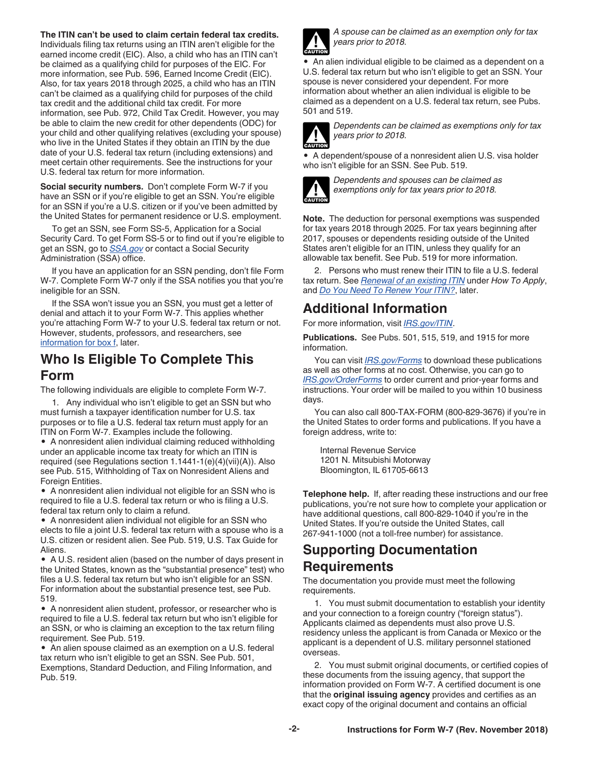**The ITIN can't be used to claim certain federal tax credits.** Individuals filing tax returns using an ITIN aren't eligible for the earned income credit (EIC). Also, a child who has an ITIN can't be claimed as a qualifying child for purposes of the EIC. For more information, see Pub. 596, Earned Income Credit (EIC). Also, for tax years 2018 through 2025, a child who has an ITIN can't be claimed as a qualifying child for purposes of the child tax credit and the additional child tax credit. For more information, see Pub. 972, Child Tax Credit. However, you may be able to claim the new credit for other dependents (ODC) for your child and other qualifying relatives (excluding your spouse) who live in the United States if they obtain an ITIN by the due date of your U.S. federal tax return (including extensions) and meet certain other requirements. See the instructions for your U.S. federal tax return for more information.

**Social security numbers.** Don't complete Form W-7 if you have an SSN or if you're eligible to get an SSN. You're eligible for an SSN if you're a U.S. citizen or if you've been admitted by the United States for permanent residence or U.S. employment.

To get an SSN, see Form SS-5, Application for a Social Security Card. To get Form SS-5 or to find out if you're eligible to get an SSN, go to *SSA.gov* or contact a Social Security Administration (SSA) office.

If you have an application for an SSN pending, don't file Form W-7. Complete Form W-7 only if the SSA notifies you that you're ineligible for an SSN.

If the SSA won't issue you an SSN, you must get a letter of denial and attach it to your Form W-7. This applies whether you're attaching Form W-7 to your U.S. federal tax return or not. However, students, professors, and researchers, see information for box f, later.

## Who Is Eligible To Complete This Form

The following individuals are eligible to complete Form W-7.

1. Any individual who isn't eligible to get an SSN but who must furnish a taxpayer identification number for U.S. tax purposes or to file a U.S. federal tax return must apply for an ITIN on Form W-7. Examples include the following.

- A nonresident alien individual claiming reduced withholding under an applicable income tax treaty for which an ITIN is required (see Regulations section 1.1441-1(e)(4)(vii)(A)). Also see Pub. 515, Withholding of Tax on Nonresident Aliens and Foreign Entities.
- A nonresident alien individual not eligible for an SSN who is required to file a U.S. federal tax return or who is filing a U.S. federal tax return only to claim a refund.
- A nonresident alien individual not eligible for an SSN who elects to file a joint U.S. federal tax return with a spouse who is a U.S. citizen or resident alien. See Pub. 519, U.S. Tax Guide for Aliens.
- A U.S. resident alien (based on the number of days present in the United States, known as the "substantial presence" test) who files a U.S. federal tax return but who isn't eligible for an SSN. For information about the substantial presence test, see Pub. 519.
- A nonresident alien student, professor, or researcher who is required to file a U.S. federal tax return but who isn't eligible for an SSN, or who is claiming an exception to the tax return filing requirement. See Pub. 519.
- An alien spouse claimed as an exemption on a U.S. federal tax return who isn't eligible to get an SSN. See Pub. 501, Exemptions, Standard Deduction, and Filing Information, and Pub. 519.

**CAUTION:** *A spouse can be claimed as an exemption only for tax years prior to 2018.*

- An alien individual eligible to be claimed as a dependent on a U.S. federal tax return but who isn't eligible to get an SSN. Your spouse is never considered your dependent. For more information about whether an alien individual is eligible to be claimed as a dependent on a U.S. federal tax return, see Pubs. 501 and 519.

**CAUTION:** *Dependents can be claimed as exemptions only for tax years prior to 2018.*

- A dependent/spouse of a nonresident alien U.S. visa holder who isn't eligible for an SSN. See Pub. 519.

**CAUTION:** *Dependents and spouses can be claimed as exemptions only for tax years prior to 2018.*

**Note.** The deduction for personal exemptions was suspended for tax years 2018 through 2025. For tax years beginning after 2017, spouses or dependents residing outside of the United States aren't eligible for an ITIN, unless they qualify for an allowable tax benefit. See Pub. 519 for more information.

2. Persons who must renew their ITIN to file a U.S. federal tax return. See *Renewal of an existing ITIN* under *How To Apply*, and *Do You Need To Renew Your ITIN?*, later.

## Additional Information

For more information, visit *IRS.gov/ITIN*.

**Publications.** See Pubs. 501, 515, 519, and 1915 for more information.

You can visit *IRS.gov/Forms* to download these publications as well as other forms at no cost. Otherwise, you can go to *IRS.gov/OrderForms* to order current and prior-year forms and instructions. Your order will be mailed to you within 10 business days.

You can also call 800-TAX-FORM (800-829-3676) if you're in the United States to order forms and publications. If you have a foreign address, write to:

Internal Revenue Service
1201 N. Mitsubishi Motorway
Bloomington, IL 61705-6613

**Telephone help.** If, after reading these instructions and our free publications, you're not sure how to complete your application or have additional questions, call 800-829-1040 if you're in the United States. If you're outside the United States, call 267-941-1000 (not a toll-free number) for assistance.

## Supporting Documentation Requirements

The documentation you provide must meet the following requirements.

1. You must submit documentation to establish your identity and your connection to a foreign country ("foreign status"). Applicants claimed as dependents must also prove U.S. residency unless the applicant is from Canada or Mexico or the applicant is a dependent of U.S. military personnel stationed overseas.

2. You must submit original documents, or certified copies of these documents from the issuing agency, that support the information provided on Form W-7. A certified document is one that the **original issuing agency** provides and certifies as an exact copy of the original document and contains an official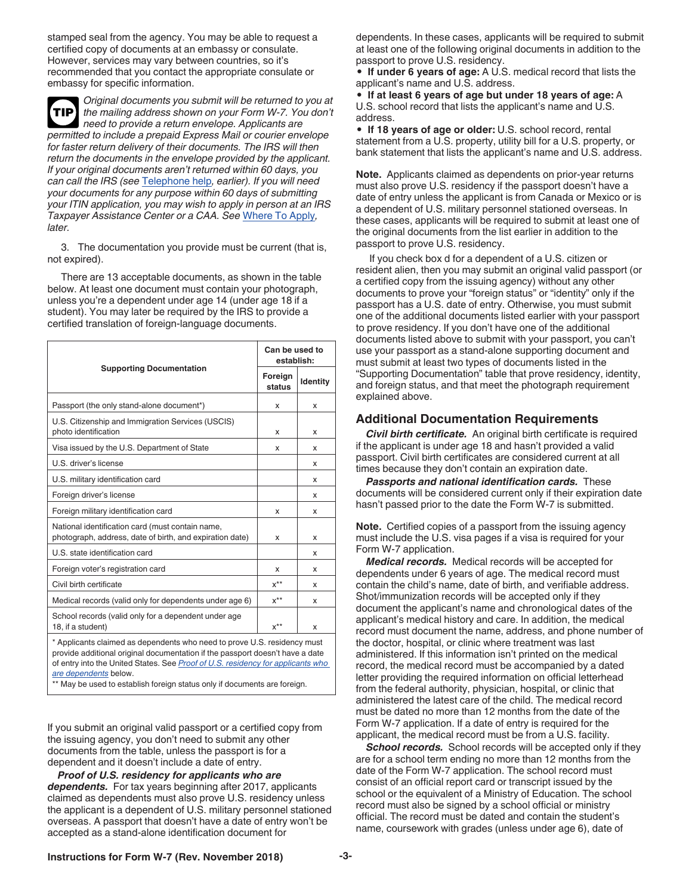stamped seal from the agency. You may be able to request a certified copy of documents at an embassy or consulate. However, services may vary between countries, so it's recommended that you contact the appropriate consulate or embassy for specific information.

**TIP** *Original documents you submit will be returned to you at the mailing address shown on your Form W-7. You don't need to provide a return envelope. Applicants are permitted to include a prepaid Express Mail or courier envelope for faster return delivery of their documents. The IRS will then return the documents in the envelope provided by the applicant. If your original documents aren't returned within 60 days, you can call the IRS (see Telephone help, earlier). If you will need your documents for any purpose within 60 days of submitting your ITIN application, you may wish to apply in person at an IRS Taxpayer Assistance Center or a CAA. See Where To Apply, later.*

3. The documentation you provide must be current (that is, not expired).

There are 13 acceptable documents, as shown in the table below. At least one document must contain your photograph, unless you're a dependent under age 14 (under age 18 if a student). You may later be required by the IRS to provide a certified translation of foreign-language documents.

| Supporting Documentation | Can be used to establish: | |
|---|---|---|
| | Foreign status | Identity |
| Passport (the only stand-alone document*) | x | x |
| U.S. Citizenship and Immigration Services (USCIS) photo identification | x | x |
| Visa issued by the U.S. Department of State | x | x |
| U.S. driver's license | | x |
| U.S. military identification card | | x |
| Foreign driver's license | | x |
| Foreign military identification card | x | x |
| National identification card (must contain name, photograph, address, date of birth, and expiration date) | x | x |
| U.S. state identification card | | x |
| Foreign voter's registration card | x | x |
| Civil birth certificate | x** | x |
| Medical records (valid only for dependents under age 6) | x** | x |
| School records (valid only for a dependent under age 18, if a student) | x** | x |

\* Applicants claimed as dependents who need to prove U.S. residency must provide additional original documentation if the passport doesn't have a date of entry into the United States. See *Proof of U.S. residency for applicants who are dependents* below.

\*\* May be used to establish foreign status only if documents are foreign.

If you submit an original valid passport or a certified copy from the issuing agency, you don't need to submit any other documents from the table, unless the passport is for a dependent and it doesn't include a date of entry.

***Proof of U.S. residency for applicants who are dependents.*** For tax years beginning after 2017, applicants claimed as dependents must also prove U.S. residency unless the applicant is a dependent of U.S. military personnel stationed overseas. A passport that doesn't have a date of entry won't be accepted as a stand-alone identification document for dependents. In these cases, applicants will be required to submit at least one of the following original documents in addition to the passport to prove U.S. residency.

- **If under 6 years of age:** A U.S. medical record that lists the applicant's name and U.S. address.
- **If at least 6 years of age but under 18 years of age:** A U.S. school record that lists the applicant's name and U.S. address.
- **If 18 years of age or older:** U.S. school record, rental statement from a U.S. property, utility bill for a U.S. property, or bank statement that lists the applicant's name and U.S. address.

**Note.** Applicants claimed as dependents on prior-year returns must also prove U.S. residency if the passport doesn't have a date of entry unless the applicant is from Canada or Mexico or is a dependent of U.S. military personnel stationed overseas. In these cases, applicants will be required to submit at least one of the original documents from the list earlier in addition to the passport to prove U.S. residency.

If you check box d for a dependent of a U.S. citizen or resident alien, then you may submit an original valid passport (or a certified copy from the issuing agency) without any other documents to prove your "foreign status" or "identity" only if the passport has a U.S. date of entry. Otherwise, you must submit one of the additional documents listed earlier with your passport to prove residency. If you don't have one of the additional documents listed above to submit with your passport, you can't use your passport as a stand-alone supporting document and must submit at least two types of documents listed in the "Supporting Documentation" table that prove residency, identity, and foreign status, and that meet the photograph requirement explained above.

## Additional Documentation Requirements

***Civil birth certificate.*** An original birth certificate is required if the applicant is under age 18 and hasn't provided a valid passport. Civil birth certificates are considered current at all times because they don't contain an expiration date.

***Passports and national identification cards.*** These documents will be considered current only if their expiration date hasn't passed prior to the date the Form W-7 is submitted.

**Note.** Certified copies of a passport from the issuing agency must include the U.S. visa pages if a visa is required for your Form W-7 application.

***Medical records.*** Medical records will be accepted for dependents under 6 years of age. The medical record must contain the child's name, date of birth, and verifiable address. Shot/immunization records will be accepted only if they document the applicant's name and chronological dates of the applicant's medical history and care. In addition, the medical record must document the name, address, and phone number of the doctor, hospital, or clinic where treatment was last administered. If this information isn't printed on the medical record, the medical record must be accompanied by a dated letter providing the required information on official letterhead from the federal authority, physician, hospital, or clinic that administered the latest care of the child. The medical record must be dated no more than 12 months from the date of the Form W-7 application. If a date of entry is required for the applicant, the medical record must be from a U.S. facility.

***School records.*** School records will be accepted only if they are for a school term ending no more than 12 months from the date of the Form W-7 application. The school record must consist of an official report card or transcript issued by the school or the equivalent of a Ministry of Education. The school record must also be signed by a school official or ministry official. The record must be dated and contain the student's name, coursework with grades (unless under age 6), date of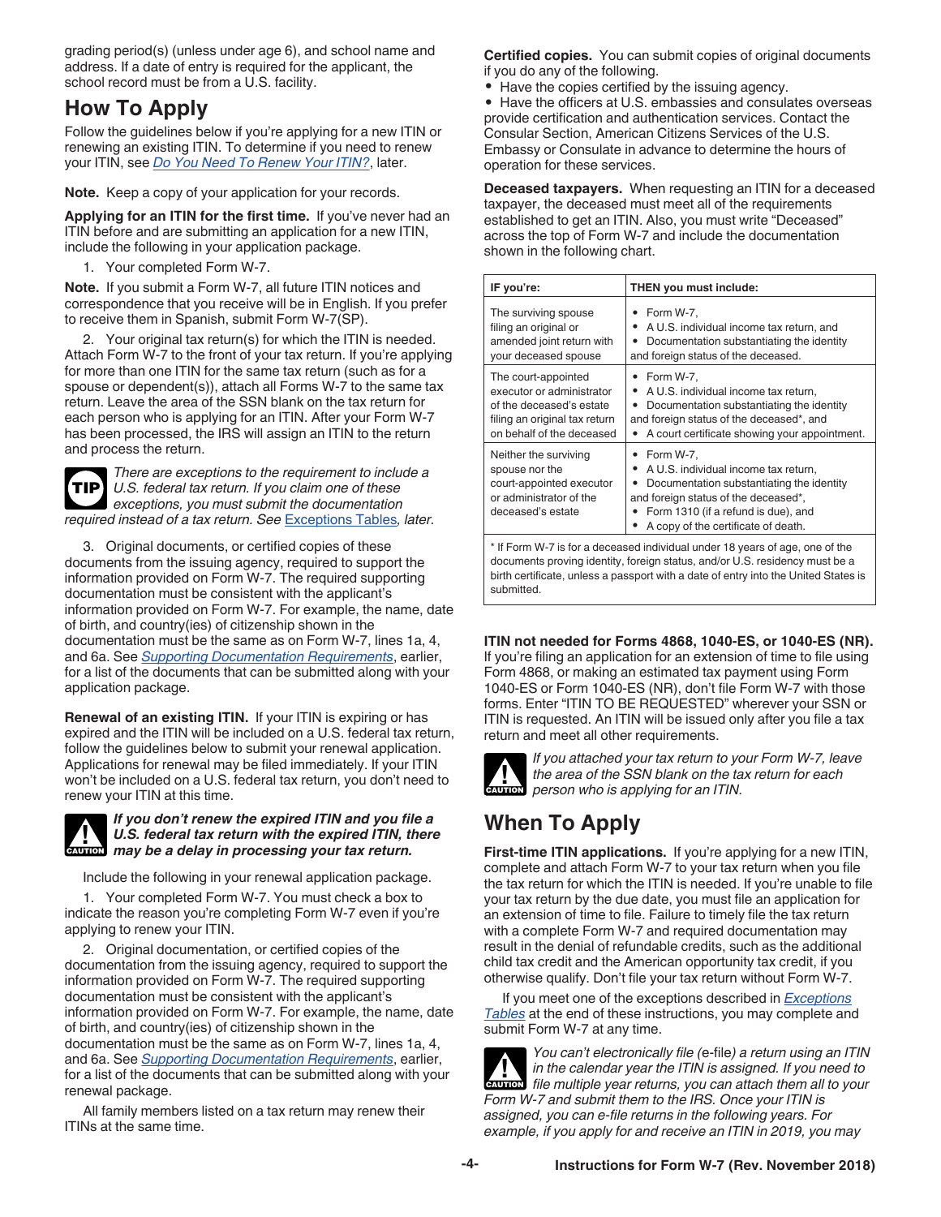grading period(s) (unless under age 6), and school name and address. If a date of entry is required for the applicant, the school record must be from a U.S. facility.

## How To Apply

Follow the guidelines below if you're applying for a new ITIN or renewing an existing ITIN. To determine if you need to renew your ITIN, see *Do You Need To Renew Your ITIN?*, later.

**Note.** Keep a copy of your application for your records.

**Applying for an ITIN for the first time.** If you've never had an ITIN before and are submitting an application for a new ITIN, include the following in your application package.

1. Your completed Form W-7.

**Note.** If you submit a Form W-7, all future ITIN notices and correspondence that you receive will be in English. If you prefer to receive them in Spanish, submit Form W-7(SP).

2. Your original tax return(s) for which the ITIN is needed. Attach Form W-7 to the front of your tax return. If you're applying for more than one ITIN for the same tax return (such as for a spouse or dependent(s)), attach all Forms W-7 to the same tax return. Leave the area of the SSN blank on the tax return for each person who is applying for an ITIN. After your Form W-7 has been processed, the IRS will assign an ITIN to the return and process the return.

**TIP** *There are exceptions to the requirement to include a U.S. federal tax return. If you claim one of these exceptions, you must submit the documentation required instead of a tax return. See Exceptions Tables, later.*

3. Original documents, or certified copies of these documents from the issuing agency, required to support the information provided on Form W-7. The required supporting documentation must be consistent with the applicant's information provided on Form W-7. For example, the name, date of birth, and country(ies) of citizenship shown in the documentation must be the same as on Form W-7, lines 1a, 4, and 6a. See *Supporting Documentation Requirements*, earlier, for a list of the documents that can be submitted along with your application package.

**Renewal of an existing ITIN.** If your ITIN is expiring or has expired and the ITIN will be included on a U.S. federal tax return, follow the guidelines below to submit your renewal application. Applications for renewal may be filed immediately. If your ITIN won't be included on a U.S. federal tax return, you don't need to renew your ITIN at this time.

**CAUTION** ***If you don't renew the expired ITIN and you file a U.S. federal tax return with the expired ITIN, there may be a delay in processing your tax return.***

Include the following in your renewal application package.

1. Your completed Form W-7. You must check a box to indicate the reason you're completing Form W-7 even if you're applying to renew your ITIN.

2. Original documentation, or certified copies of the documentation from the issuing agency, required to support the information provided on Form W-7. The required supporting documentation must be consistent with the applicant's information provided on Form W-7. For example, the name, date of birth, and country(ies) of citizenship shown in the documentation must be the same as on Form W-7, lines 1a, 4, and 6a. See *Supporting Documentation Requirements*, earlier, for a list of the documents that can be submitted along with your renewal package.

All family members listed on a tax return may renew their ITINs at the same time.

**Certified copies.** You can submit copies of original documents if you do any of the following.

- Have the copies certified by the issuing agency.
- Have the officers at U.S. embassies and consulates overseas provide certification and authentication services. Contact the Consular Section, American Citizens Services of the U.S. Embassy or Consulate in advance to determine the hours of operation for these services.

**Deceased taxpayers.** When requesting an ITIN for a deceased taxpayer, the deceased must meet all of the requirements established to get an ITIN. Also, you must write "Deceased" across the top of Form W-7 and include the documentation shown in the following chart.

| IF you're: | THEN you must include: |
|---|---|
| The surviving spouse filing an original or amended joint return with your deceased spouse | • Form W-7,<br>• A U.S. individual income tax return, and<br>• Documentation substantiating the identity and foreign status of the deceased. |
| The court-appointed executor or administrator of the deceased's estate filing an original tax return on behalf of the deceased | • Form W-7,<br>• A U.S. individual income tax return,<br>• Documentation substantiating the identity and foreign status of the deceased*, and<br>• A court certificate showing your appointment. |
| Neither the surviving spouse nor the court-appointed executor or administrator of the deceased's estate | • Form W-7,<br>• A U.S. individual income tax return,<br>• Documentation substantiating the identity and foreign status of the deceased*,<br>• Form 1310 (if a refund is due), and<br>• A copy of the certificate of death. |

\* If Form W-7 is for a deceased individual under 18 years of age, one of the documents proving identity, foreign status, and/or U.S. residency must be a birth certificate, unless a passport with a date of entry into the United States is submitted.

**ITIN not needed for Forms 4868, 1040-ES, or 1040-ES (NR).** If you're filing an application for an extension of time to file using Form 4868, or making an estimated tax payment using Form 1040-ES or Form 1040-ES (NR), don't file Form W-7 with those forms. Enter "ITIN TO BE REQUESTED" wherever your SSN or ITIN is requested. An ITIN will be issued only after you file a tax return and meet all other requirements.

**CAUTION** *If you attached your tax return to your Form W-7, leave the area of the SSN blank on the tax return for each person who is applying for an ITIN.*

## When To Apply

**First-time ITIN applications.** If you're applying for a new ITIN, complete and attach Form W-7 to your tax return when you file the tax return for which the ITIN is needed. If you're unable to file your tax return by the due date, you must file an application for an extension of time to file. Failure to timely file the tax return with a complete Form W-7 and required documentation may result in the denial of refundable credits, such as the additional child tax credit and the American opportunity tax credit, if you otherwise qualify. Don't file your tax return without Form W-7.

If you meet one of the exceptions described in *Exceptions Tables* at the end of these instructions, you may complete and submit Form W-7 at any time.

**CAUTION** *You can't electronically file (e-file) a return using an ITIN in the calendar year the ITIN is assigned. If you need to file multiple year returns, you can attach them all to your Form W-7 and submit them to the IRS. Once your ITIN is assigned, you can e-file returns in the following years. For example, if you apply for and receive an ITIN in 2019, you may*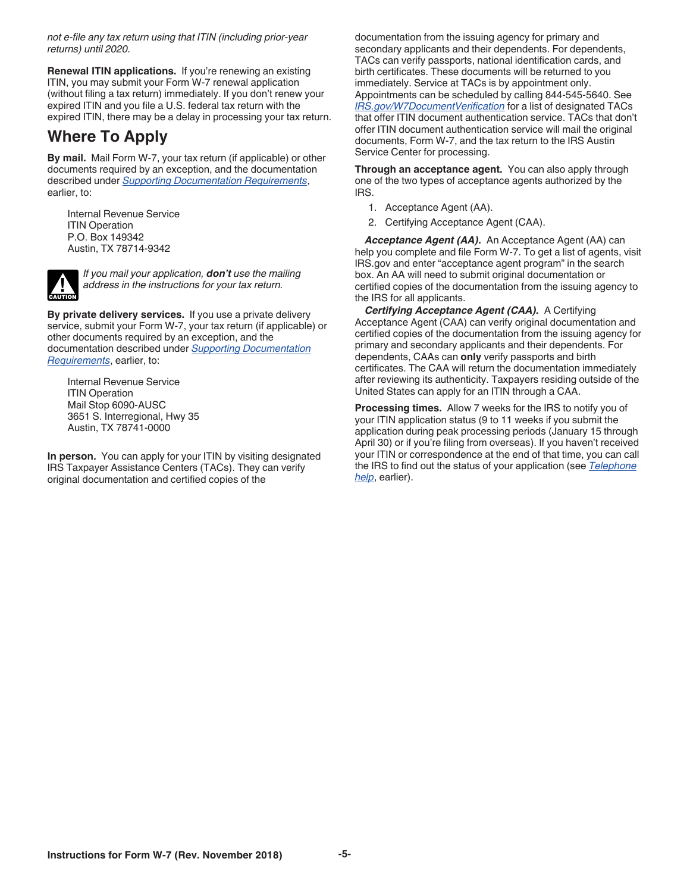*not e-file any tax return using that ITIN (including prior-year returns) until 2020.*

**Renewal ITIN applications.** If you're renewing an existing ITIN, you may submit your Form W-7 renewal application (without filing a tax return) immediately. If you don't renew your expired ITIN and you file a U.S. federal tax return with the expired ITIN, there may be a delay in processing your tax return.

## Where To Apply

**By mail.** Mail Form W-7, your tax return (if applicable) or other documents required by an exception, and the documentation described under Supporting Documentation Requirements, earlier, to:

Internal Revenue Service
ITIN Operation
P.O. Box 149342
Austin, TX 78714-9342

CAUTION: *If you mail your application, **don't** use the mailing address in the instructions for your tax return.*

**By private delivery services.** If you use a private delivery service, submit your Form W-7, your tax return (if applicable) or other documents required by an exception, and the documentation described under Supporting Documentation Requirements, earlier, to:

Internal Revenue Service
ITIN Operation
Mail Stop 6090-AUSC
3651 S. Interregional, Hwy 35
Austin, TX 78741-0000

**In person.** You can apply for your ITIN by visiting designated IRS Taxpayer Assistance Centers (TACs). They can verify original documentation and certified copies of the documentation from the issuing agency for primary and secondary applicants and their dependents. For dependents, TACs can verify passports, national identification cards, and birth certificates. These documents will be returned to you immediately. Service at TACs is by appointment only. Appointments can be scheduled by calling 844-545-5640. See IRS.gov/W7DocumentVerification for a list of designated TACs that offer ITIN document authentication service. TACs that don't offer ITIN document authentication service will mail the original documents, Form W-7, and the tax return to the IRS Austin Service Center for processing.

**Through an acceptance agent.** You can also apply through one of the two types of acceptance agents authorized by the IRS.

1. Acceptance Agent (AA).
2. Certifying Acceptance Agent (CAA).

***Acceptance Agent (AA).*** An Acceptance Agent (AA) can help you complete and file Form W-7. To get a list of agents, visit IRS.gov and enter "acceptance agent program" in the search box. An AA will need to submit original documentation or certified copies of the documentation from the issuing agency to the IRS for all applicants.

***Certifying Acceptance Agent (CAA).*** A Certifying Acceptance Agent (CAA) can verify original documentation and certified copies of the documentation from the issuing agency for primary and secondary applicants and their dependents. For dependents, CAAs can **only** verify passports and birth certificates. The CAA will return the documentation immediately after reviewing its authenticity. Taxpayers residing outside of the United States can apply for an ITIN through a CAA.

**Processing times.** Allow 7 weeks for the IRS to notify you of your ITIN application status (9 to 11 weeks if you submit the application during peak processing periods (January 15 through April 30) or if you're filing from overseas). If you haven't received your ITIN or correspondence at the end of that time, you can call the IRS to find out the status of your application (see Telephone help, earlier).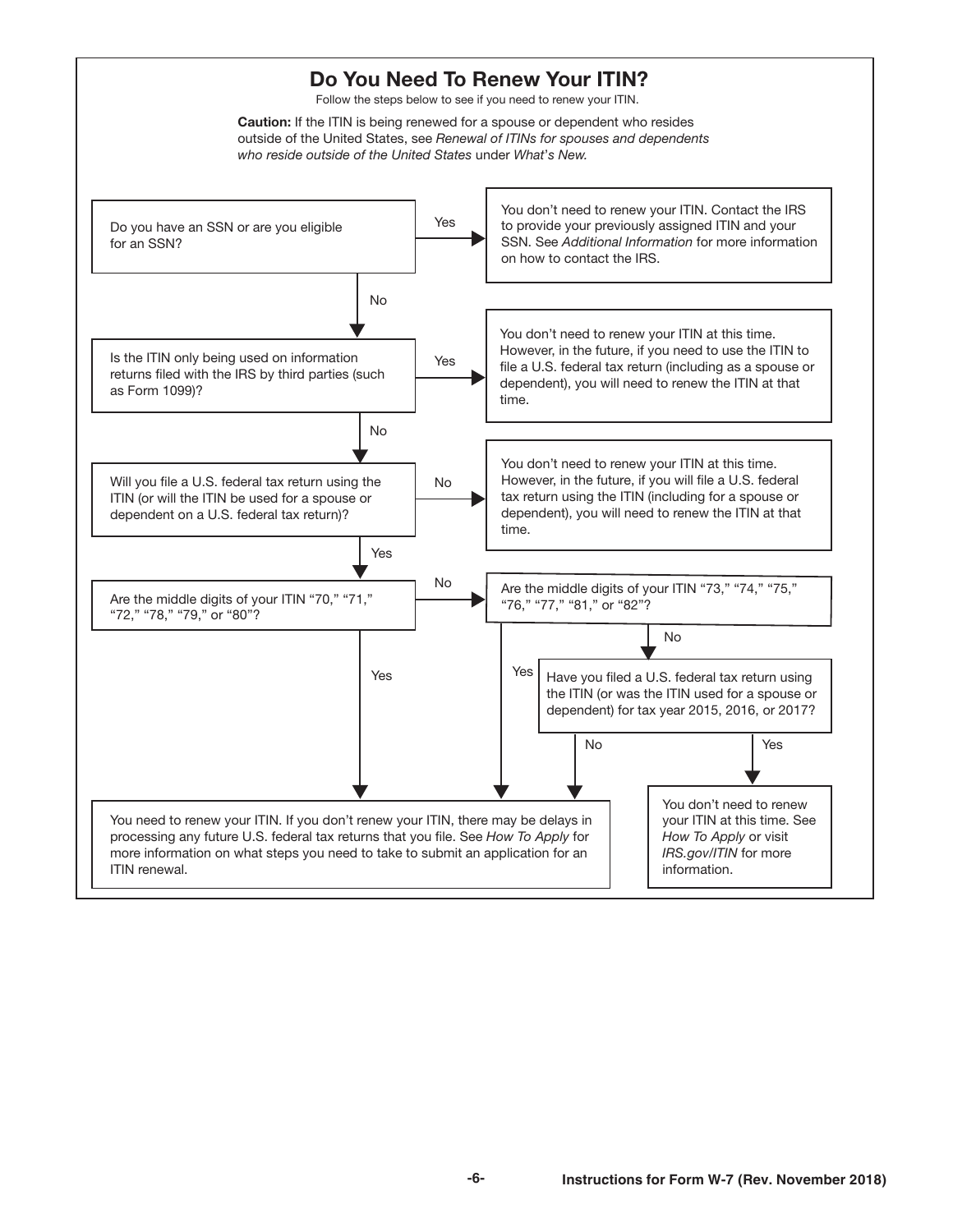## Do You Need To Renew Your ITIN?

Follow the steps below to see if you need to renew your ITIN.

**Caution:** If the ITIN is being renewed for a spouse or dependent who resides outside of the United States, see *Renewal of ITINs for spouses and dependents who reside outside of the United States* under *What's New.*

Do you have an SSN or are you eligible for an SSN?

- **Yes** → You don't need to renew your ITIN. Contact the IRS to provide your previously assigned ITIN and your SSN. See *Additional Information* for more information on how to contact the IRS.
- **No** → Is the ITIN only being used on information returns filed with the IRS by third parties (such as Form 1099)?
  - **Yes** → You don't need to renew your ITIN at this time. However, in the future, if you need to use the ITIN to file a U.S. federal tax return (including as a spouse or dependent), you will need to renew the ITIN at that time.
  - **No** → Will you file a U.S. federal tax return using the ITIN (or will the ITIN be used for a spouse or dependent on a U.S. federal tax return)?
    - **No** → You don't need to renew your ITIN at this time. However, in the future, if you will file a U.S. federal tax return using the ITIN (including for a spouse or dependent), you will need to renew the ITIN at that time.
    - **Yes** → Are the middle digits of your ITIN "70," "71," "72," "78," "79," or "80"?
      - **Yes** → You need to renew your ITIN. If you don't renew your ITIN, there may be delays in processing any future U.S. federal tax returns that you file. See *How To Apply* for more information on what steps you need to take to submit an application for an ITIN renewal.
      - **No** → Are the middle digits of your ITIN "73," "74," "75," "76," "77," "81," or "82"?
        - **Yes** → You need to renew your ITIN. If you don't renew your ITIN, there may be delays in processing any future U.S. federal tax returns that you file. See *How To Apply* for more information on what steps you need to take to submit an application for an ITIN renewal.
        - **No** → Have you filed a U.S. federal tax return using the ITIN (or was the ITIN used for a spouse or dependent) for tax year 2015, 2016, or 2017?
          - **No** → You need to renew your ITIN. If you don't renew your ITIN, there may be delays in processing any future U.S. federal tax returns that you file. See *How To Apply* for more information on what steps you need to take to submit an application for an ITIN renewal.
          - **Yes** → You don't need to renew your ITIN at this time. See *How To Apply* or visit *IRS.gov/ITIN* for more information.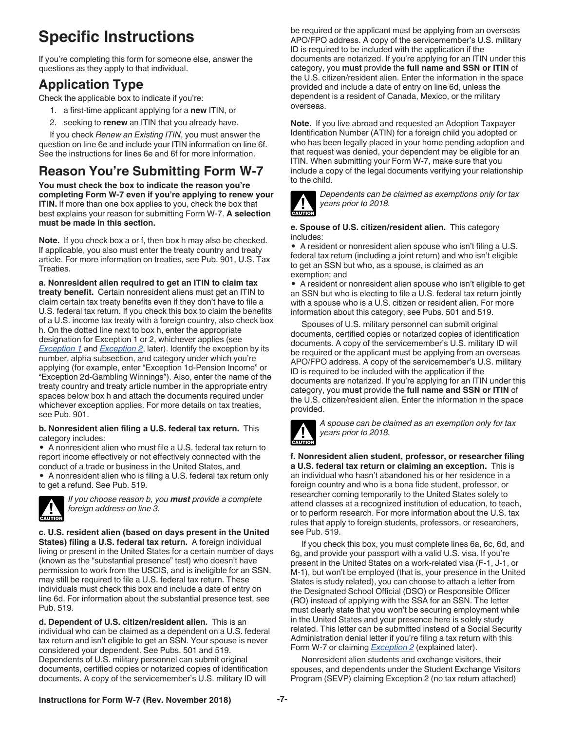# Specific Instructions

If you're completing this form for someone else, answer the questions as they apply to that individual.

## Application Type

Check the applicable box to indicate if you're:

1. a first-time applicant applying for a **new** ITIN, or
2. seeking to **renew** an ITIN that you already have.

If you check *Renew an Existing ITIN*, you must answer the question on line 6e and include your ITIN information on line 6f. See the instructions for lines 6e and 6f for more information.

## Reason You're Submitting Form W-7

**You must check the box to indicate the reason you're completing Form W-7 even if you're applying to renew your ITIN.** If more than one box applies to you, check the box that best explains your reason for submitting Form W-7. **A selection must be made in this section.**

**Note.** If you check box a or f, then box h may also be checked. If applicable, you also must enter the treaty country and treaty article. For more information on treaties, see Pub. 901, U.S. Tax Treaties.

**a. Nonresident alien required to get an ITIN to claim tax treaty benefit.** Certain nonresident aliens must get an ITIN to claim certain tax treaty benefits even if they don't have to file a U.S. federal tax return. If you check this box to claim the benefits of a U.S. income tax treaty with a foreign country, also check box h. On the dotted line next to box h, enter the appropriate designation for Exception 1 or 2, whichever applies (see *Exception 1* and *Exception 2*, later). Identify the exception by its number, alpha subsection, and category under which you're applying (for example, enter "Exception 1d-Pension Income" or "Exception 2d-Gambling Winnings"). Also, enter the name of the treaty country and treaty article number in the appropriate entry spaces below box h and attach the documents required under whichever exception applies. For more details on tax treaties, see Pub. 901.

**b. Nonresident alien filing a U.S. federal tax return.** This category includes:

- A nonresident alien who must file a U.S. federal tax return to report income effectively or not effectively connected with the conduct of a trade or business in the United States, and
- A nonresident alien who is filing a U.S. federal tax return only to get a refund. See Pub. 519.

**CAUTION** *If you choose reason b, you **must** provide a complete foreign address on line 3.*

**c. U.S. resident alien (based on days present in the United States) filing a U.S. federal tax return.** A foreign individual living or present in the United States for a certain number of days (known as the "substantial presence" test) who doesn't have permission to work from the USCIS, and is ineligible for an SSN, may still be required to file a U.S. federal tax return. These individuals must check this box and include a date of entry on line 6d. For information about the substantial presence test, see Pub. 519.

**d. Dependent of U.S. citizen/resident alien.** This is an individual who can be claimed as a dependent on a U.S. federal tax return and isn't eligible to get an SSN. Your spouse is never considered your dependent. See Pubs. 501 and 519. Dependents of U.S. military personnel can submit original documents, certified copies or notarized copies of identification documents. A copy of the servicemember's U.S. military ID will be required or the applicant must be applying from an overseas APO/FPO address. A copy of the servicemember's U.S. military ID is required to be included with the application if the documents are notarized. If you're applying for an ITIN under this category, you **must** provide the **full name and SSN or ITIN** of the U.S. citizen/resident alien. Enter the information in the space provided and include a date of entry on line 6d, unless the dependent is a resident of Canada, Mexico, or the military overseas.

**Note.** If you live abroad and requested an Adoption Taxpayer Identification Number (ATIN) for a foreign child you adopted or who has been legally placed in your home pending adoption and that request was denied, your dependent may be eligible for an ITIN. When submitting your Form W-7, make sure that you include a copy of the legal documents verifying your relationship to the child.

**CAUTION** *Dependents can be claimed as exemptions only for tax years prior to 2018.*

**e. Spouse of U.S. citizen/resident alien.** This category includes:

- A resident or nonresident alien spouse who isn't filing a U.S. federal tax return (including a joint return) and who isn't eligible to get an SSN but who, as a spouse, is claimed as an exemption; and
- A resident or nonresident alien spouse who isn't eligible to get an SSN but who is electing to file a U.S. federal tax return jointly with a spouse who is a U.S. citizen or resident alien. For more information about this category, see Pubs. 501 and 519.

Spouses of U.S. military personnel can submit original documents, certified copies or notarized copies of identification documents. A copy of the servicemember's U.S. military ID will be required or the applicant must be applying from an overseas APO/FPO address. A copy of the servicemember's U.S. military ID is required to be included with the application if the documents are notarized. If you're applying for an ITIN under this category, you **must** provide the **full name and SSN or ITIN** of the U.S. citizen/resident alien. Enter the information in the space provided.

**CAUTION** *A spouse can be claimed as an exemption only for tax years prior to 2018.*

**f. Nonresident alien student, professor, or researcher filing a U.S. federal tax return or claiming an exception.** This is an individual who hasn't abandoned his or her residence in a foreign country and who is a bona fide student, professor, or researcher coming temporarily to the United States solely to attend classes at a recognized institution of education, to teach, or to perform research. For more information about the U.S. tax rules that apply to foreign students, professors, or researchers, see Pub. 519.

If you check this box, you must complete lines 6a, 6c, 6d, and 6g, and provide your passport with a valid U.S. visa. If you're present in the United States on a work-related visa (F-1, J-1, or M-1), but won't be employed (that is, your presence in the United States is study related), you can choose to attach a letter from the Designated School Official (DSO) or Responsible Officer (RO) instead of applying with the SSA for an SSN. The letter must clearly state that you won't be securing employment while in the United States and your presence here is solely study related. This letter can be submitted instead of a Social Security Administration denial letter if you're filing a tax return with this Form W-7 or claiming *Exception 2* (explained later).

Nonresident alien students and exchange visitors, their spouses, and dependents under the Student Exchange Visitors Program (SEVP) claiming Exception 2 (no tax return attached)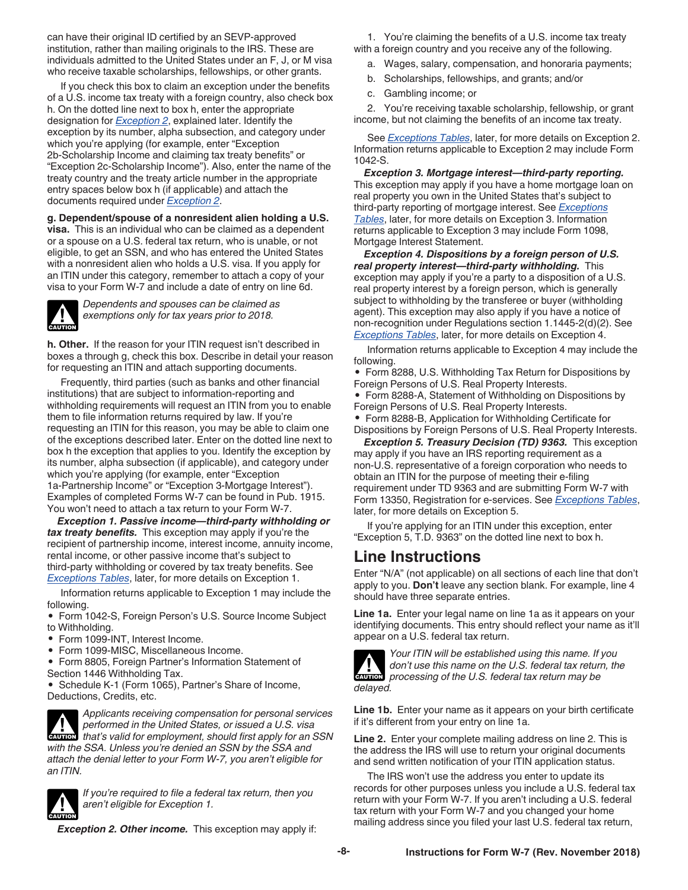can have their original ID certified by an SEVP-approved institution, rather than mailing originals to the IRS. These are individuals admitted to the United States under an F, J, or M visa who receive taxable scholarships, fellowships, or other grants.

If you check this box to claim an exception under the benefits of a U.S. income tax treaty with a foreign country, also check box h. On the dotted line next to box h, enter the appropriate designation for *Exception 2*, explained later. Identify the exception by its number, alpha subsection, and category under which you're applying (for example, enter "Exception 2b-Scholarship Income and claiming tax treaty benefits" or "Exception 2c-Scholarship Income"). Also, enter the name of the treaty country and the treaty article number in the appropriate entry spaces below box h (if applicable) and attach the documents required under *Exception 2*.

**g. Dependent/spouse of a nonresident alien holding a U.S. visa.** This is an individual who can be claimed as a dependent or a spouse on a U.S. federal tax return, who is unable, or not eligible, to get an SSN, and who has entered the United States with a nonresident alien who holds a U.S. visa. If you apply for an ITIN under this category, remember to attach a copy of your visa to your Form W-7 and include a date of entry on line 6d.

CAUTION: *Dependents and spouses can be claimed as exemptions only for tax years prior to 2018.*

**h. Other.** If the reason for your ITIN request isn't described in boxes a through g, check this box. Describe in detail your reason for requesting an ITIN and attach supporting documents.

Frequently, third parties (such as banks and other financial institutions) that are subject to information-reporting and withholding requirements will request an ITIN from you to enable them to file information returns required by law. If you're requesting an ITIN for this reason, you may be able to claim one of the exceptions described later. Enter on the dotted line next to box h the exception that applies to you. Identify the exception by its number, alpha subsection (if applicable), and category under which you're applying (for example, enter "Exception 1a-Partnership Income" or "Exception 3-Mortgage Interest"). Examples of completed Forms W-7 can be found in Pub. 1915. You won't need to attach a tax return to your Form W-7.

***Exception 1. Passive income—third-party withholding or tax treaty benefits.*** This exception may apply if you're the recipient of partnership income, interest income, annuity income, rental income, or other passive income that's subject to third-party withholding or covered by tax treaty benefits. See *Exceptions Tables*, later, for more details on Exception 1.

Information returns applicable to Exception 1 may include the following.

- Form 1042-S, Foreign Person's U.S. Source Income Subject to Withholding.
- Form 1099-INT, Interest Income.
- Form 1099-MISC, Miscellaneous Income.
- Form 8805, Foreign Partner's Information Statement of Section 1446 Withholding Tax.
- Schedule K-1 (Form 1065), Partner's Share of Income, Deductions, Credits, etc.

CAUTION: *Applicants receiving compensation for personal services performed in the United States, or issued a U.S. visa that's valid for employment, should first apply for an SSN with the SSA. Unless you're denied an SSN by the SSA and attach the denial letter to your Form W-7, you aren't eligible for an ITIN.*

CAUTION: *If you're required to file a federal tax return, then you aren't eligible for Exception 1.*

***Exception 2. Other income.*** This exception may apply if:

1. You're claiming the benefits of a U.S. income tax treaty with a foreign country and you receive any of the following.
   a. Wages, salary, compensation, and honoraria payments;
   b. Scholarships, fellowships, and grants; and/or
   c. Gambling income; or
2. You're receiving taxable scholarship, fellowship, or grant income, but not claiming the benefits of an income tax treaty.

See *Exceptions Tables*, later, for more details on Exception 2. Information returns applicable to Exception 2 may include Form 1042-S.

***Exception 3. Mortgage interest—third-party reporting.*** This exception may apply if you have a home mortgage loan on real property you own in the United States that's subject to third-party reporting of mortgage interest. See *Exceptions Tables*, later, for more details on Exception 3. Information returns applicable to Exception 3 may include Form 1098, Mortgage Interest Statement.

***Exception 4. Dispositions by a foreign person of U.S. real property interest—third-party withholding.*** This exception may apply if you're a party to a disposition of a U.S. real property interest by a foreign person, which is generally subject to withholding by the transferee or buyer (withholding agent). This exception may also apply if you have a notice of non-recognition under Regulations section 1.1445-2(d)(2). See *Exceptions Tables*, later, for more details on Exception 4.

Information returns applicable to Exception 4 may include the following.

- Form 8288, U.S. Withholding Tax Return for Dispositions by Foreign Persons of U.S. Real Property Interests.
- Form 8288-A, Statement of Withholding on Dispositions by Foreign Persons of U.S. Real Property Interests.
- Form 8288-B, Application for Withholding Certificate for Dispositions by Foreign Persons of U.S. Real Property Interests.

***Exception 5. Treasury Decision (TD) 9363.*** This exception may apply if you have an IRS reporting requirement as a non-U.S. representative of a foreign corporation who needs to obtain an ITIN for the purpose of meeting their e-filing requirement under TD 9363 and are submitting Form W-7 with Form 13350, Registration for e-services. See *Exceptions Tables*, later, for more details on Exception 5.

If you're applying for an ITIN under this exception, enter "Exception 5, T.D. 9363" on the dotted line next to box h.

## Line Instructions

Enter "N/A" (not applicable) on all sections of each line that don't apply to you. **Don't** leave any section blank. For example, line 4 should have three separate entries.

**Line 1a.** Enter your legal name on line 1a as it appears on your identifying documents. This entry should reflect your name as it'll appear on a U.S. federal tax return.

CAUTION: *Your ITIN will be established using this name. If you don't use this name on the U.S. federal tax return, the processing of the U.S. federal tax return may be delayed.*

**Line 1b.** Enter your name as it appears on your birth certificate if it's different from your entry on line 1a.

**Line 2.** Enter your complete mailing address on line 2. This is the address the IRS will use to return your original documents and send written notification of your ITIN application status.

The IRS won't use the address you enter to update its records for other purposes unless you include a U.S. federal tax return with your Form W-7. If you aren't including a U.S. federal tax return with your Form W-7 and you changed your home mailing address since you filed your last U.S. federal tax return,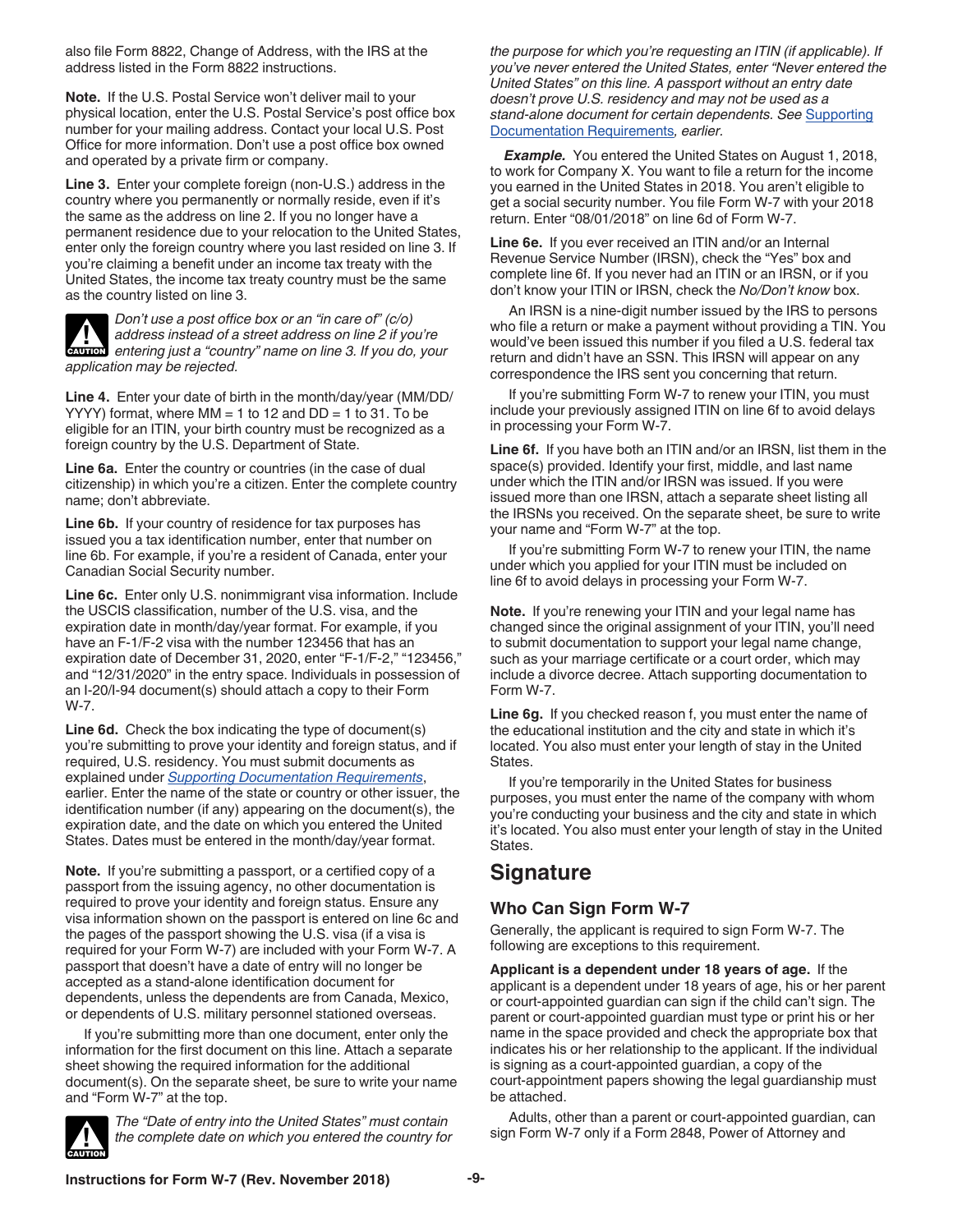also file Form 8822, Change of Address, with the IRS at the address listed in the Form 8822 instructions.

**Note.** If the U.S. Postal Service won't deliver mail to your physical location, enter the U.S. Postal Service's post office box number for your mailing address. Contact your local U.S. Post Office for more information. Don't use a post office box owned and operated by a private firm or company.

**Line 3.** Enter your complete foreign (non-U.S.) address in the country where you permanently or normally reside, even if it's the same as the address on line 2. If you no longer have a permanent residence due to your relocation to the United States, enter only the foreign country where you last resided on line 3. If you're claiming a benefit under an income tax treaty with the United States, the income tax treaty country must be the same as the country listed on line 3.

**CAUTION** *Don't use a post office box or an "in care of" (c/o) address instead of a street address on line 2 if you're entering just a "country" name on line 3. If you do, your application may be rejected.*

**Line 4.** Enter your date of birth in the month/day/year (MM/DD/YYYY) format, where MM = 1 to 12 and DD = 1 to 31. To be eligible for an ITIN, your birth country must be recognized as a foreign country by the U.S. Department of State.

**Line 6a.** Enter the country or countries (in the case of dual citizenship) in which you're a citizen. Enter the complete country name; don't abbreviate.

**Line 6b.** If your country of residence for tax purposes has issued you a tax identification number, enter that number on line 6b. For example, if you're a resident of Canada, enter your Canadian Social Security number.

**Line 6c.** Enter only U.S. nonimmigrant visa information. Include the USCIS classification, number of the U.S. visa, and the expiration date in month/day/year format. For example, if you have an F-1/F-2 visa with the number 123456 that has an expiration date of December 31, 2020, enter "F-1/F-2," "123456," and "12/31/2020" in the entry space. Individuals in possession of an I-20/I-94 document(s) should attach a copy to their Form W-7.

**Line 6d.** Check the box indicating the type of document(s) you're submitting to prove your identity and foreign status, and if required, U.S. residency. You must submit documents as explained under *Supporting Documentation Requirements*, earlier. Enter the name of the state or country or other issuer, the identification number (if any) appearing on the document(s), the expiration date, and the date on which you entered the United States. Dates must be entered in the month/day/year format.

**Note.** If you're submitting a passport, or a certified copy of a passport from the issuing agency, no other documentation is required to prove your identity and foreign status. Ensure any visa information shown on the passport is entered on line 6c and the pages of the passport showing the U.S. visa (if a visa is required for your Form W-7) are included with your Form W-7. A passport that doesn't have a date of entry will no longer be accepted as a stand-alone identification document for dependents, unless the dependents are from Canada, Mexico, or dependents of U.S. military personnel stationed overseas.

If you're submitting more than one document, enter only the information for the first document on this line. Attach a separate sheet showing the required information for the additional document(s). On the separate sheet, be sure to write your name and "Form W-7" at the top.

**CAUTION** *The "Date of entry into the United States" must contain the complete date on which you entered the country for the purpose for which you're requesting an ITIN (if applicable). If you've never entered the United States, enter "Never entered the United States" on this line. A passport without an entry date doesn't prove U.S. residency and may not be used as a stand-alone document for certain dependents. See Supporting Documentation Requirements, earlier.*

***Example.*** You entered the United States on August 1, 2018, to work for Company X. You want to file a return for the income you earned in the United States in 2018. You aren't eligible to get a social security number. You file Form W-7 with your 2018 return. Enter "08/01/2018" on line 6d of Form W-7.

**Line 6e.** If you ever received an ITIN and/or an Internal Revenue Service Number (IRSN), check the "Yes" box and complete line 6f. If you never had an ITIN or an IRSN, or if you don't know your ITIN or IRSN, check the *No/Don't know* box.

An IRSN is a nine-digit number issued by the IRS to persons who file a return or make a payment without providing a TIN. You would've been issued this number if you filed a U.S. federal tax return and didn't have an SSN. This IRSN will appear on any correspondence the IRS sent you concerning that return.

If you're submitting Form W-7 to renew your ITIN, you must include your previously assigned ITIN on line 6f to avoid delays in processing your Form W-7.

**Line 6f.** If you have both an ITIN and/or an IRSN, list them in the space(s) provided. Identify your first, middle, and last name under which the ITIN and/or IRSN was issued. If you were issued more than one IRSN, attach a separate sheet listing all the IRSNs you received. On the separate sheet, be sure to write your name and "Form W-7" at the top.

If you're submitting Form W-7 to renew your ITIN, the name under which you applied for your ITIN must be included on line 6f to avoid delays in processing your Form W-7.

**Note.** If you're renewing your ITIN and your legal name has changed since the original assignment of your ITIN, you'll need to submit documentation to support your legal name change, such as your marriage certificate or a court order, which may include a divorce decree. Attach supporting documentation to Form W-7.

**Line 6g.** If you checked reason f, you must enter the name of the educational institution and the city and state in which it's located. You also must enter your length of stay in the United States.

If you're temporarily in the United States for business purposes, you must enter the name of the company with whom you're conducting your business and the city and state in which it's located. You also must enter your length of stay in the United States.

# Signature

## Who Can Sign Form W-7

Generally, the applicant is required to sign Form W-7. The following are exceptions to this requirement.

**Applicant is a dependent under 18 years of age.** If the applicant is a dependent under 18 years of age, his or her parent or court-appointed guardian can sign if the child can't sign. The parent or court-appointed guardian must type or print his or her name in the space provided and check the appropriate box that indicates his or her relationship to the applicant. If the individual is signing as a court-appointed guardian, a copy of the court-appointment papers showing the legal guardianship must be attached.

Adults, other than a parent or court-appointed guardian, can sign Form W-7 only if a Form 2848, Power of Attorney and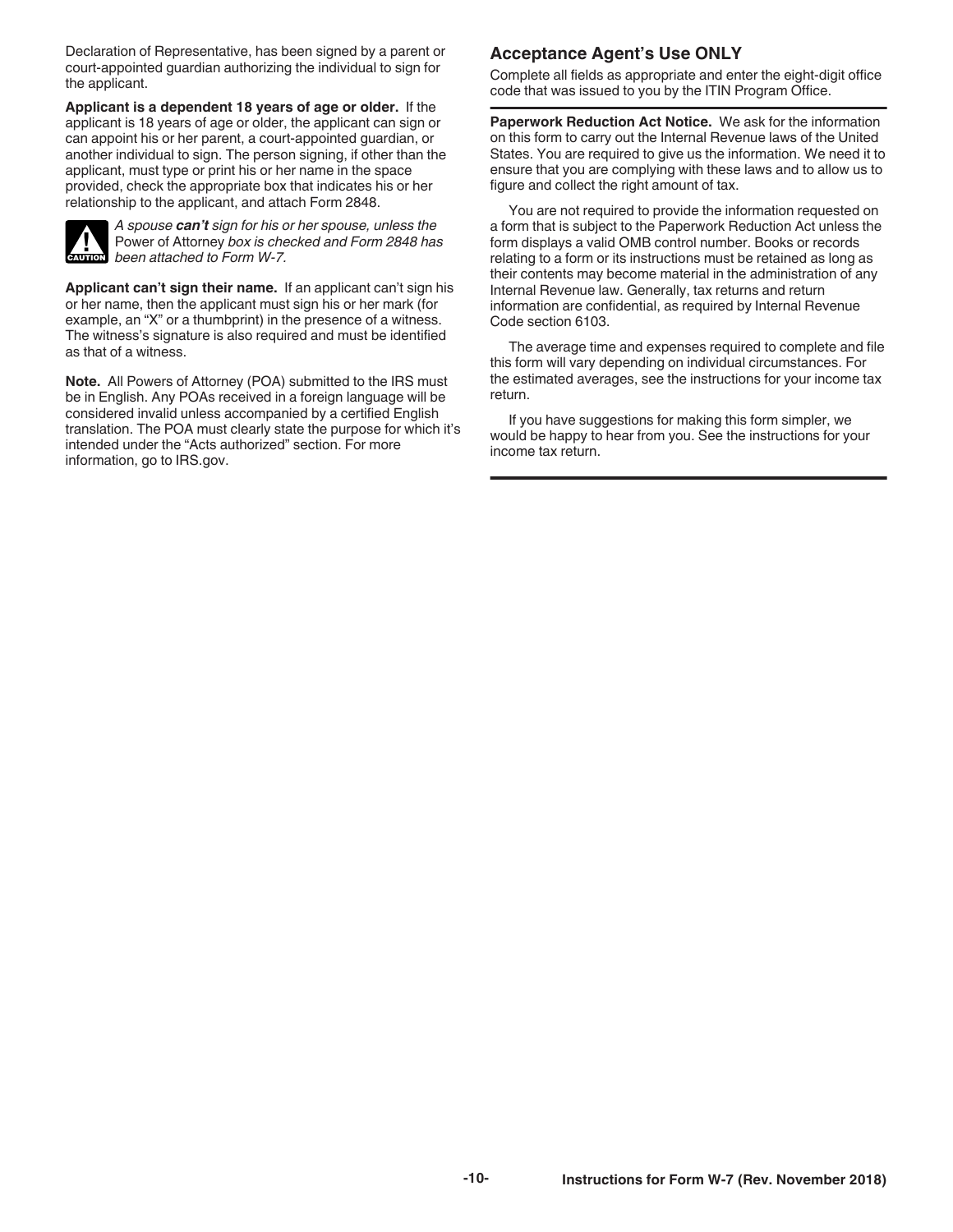Declaration of Representative, has been signed by a parent or court-appointed guardian authorizing the individual to sign for the applicant.

**Applicant is a dependent 18 years of age or older.** If the applicant is 18 years of age or older, the applicant can sign or can appoint his or her parent, a court-appointed guardian, or another individual to sign. The person signing, if other than the applicant, must type or print his or her name in the space provided, check the appropriate box that indicates his or her relationship to the applicant, and attach Form 2848.

**CAUTION** *A spouse **can't** sign for his or her spouse, unless the* Power of Attorney *box is checked and Form 2848 has been attached to Form W-7.*

**Applicant can't sign their name.** If an applicant can't sign his or her name, then the applicant must sign his or her mark (for example, an "X" or a thumbprint) in the presence of a witness. The witness's signature is also required and must be identified as that of a witness.

**Note.** All Powers of Attorney (POA) submitted to the IRS must be in English. Any POAs received in a foreign language will be considered invalid unless accompanied by a certified English translation. The POA must clearly state the purpose for which it's intended under the "Acts authorized" section. For more information, go to IRS.gov.

## Acceptance Agent's Use ONLY

Complete all fields as appropriate and enter the eight-digit office code that was issued to you by the ITIN Program Office.

**Paperwork Reduction Act Notice.** We ask for the information on this form to carry out the Internal Revenue laws of the United States. You are required to give us the information. We need it to ensure that you are complying with these laws and to allow us to figure and collect the right amount of tax.

You are not required to provide the information requested on a form that is subject to the Paperwork Reduction Act unless the form displays a valid OMB control number. Books or records relating to a form or its instructions must be retained as long as their contents may become material in the administration of any Internal Revenue law. Generally, tax returns and return information are confidential, as required by Internal Revenue Code section 6103.

The average time and expenses required to complete and file this form will vary depending on individual circumstances. For the estimated averages, see the instructions for your income tax return.

If you have suggestions for making this form simpler, we would be happy to hear from you. See the instructions for your income tax return.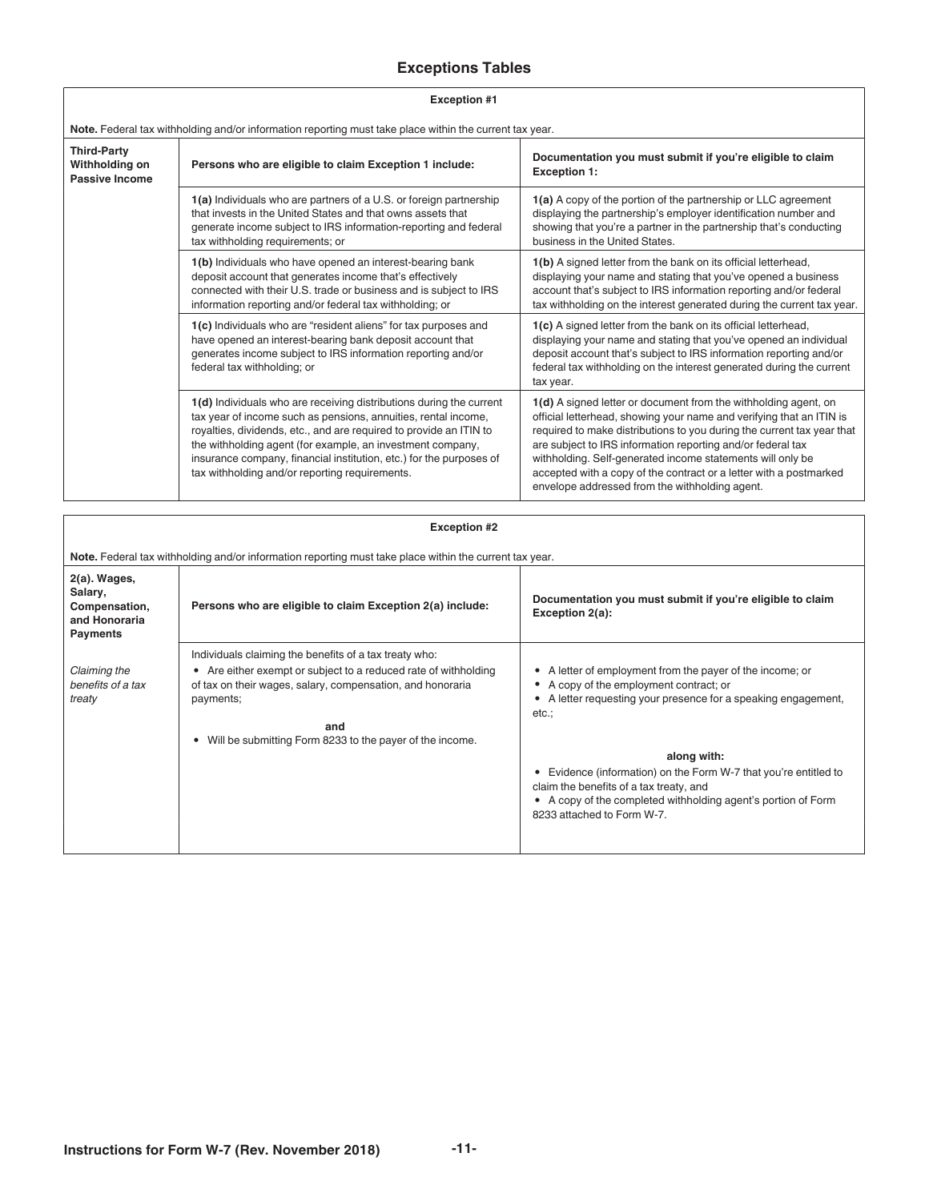## Exceptions Tables

**Exception #1**

**Note.** Federal tax withholding and/or information reporting must take place within the current tax year.

| **Third-Party Withholding on Passive Income** | **Persons who are eligible to claim Exception 1 include:** | **Documentation you must submit if you're eligible to claim Exception 1:** |
|---|---|---|
| | **1(a)** Individuals who are partners of a U.S. or foreign partnership that invests in the United States and that owns assets that generate income subject to IRS information-reporting and federal tax withholding requirements; or | **1(a)** A copy of the portion of the partnership or LLC agreement displaying the partnership's employer identification number and showing that you're a partner in the partnership that's conducting business in the United States. |
| | **1(b)** Individuals who have opened an interest-bearing bank deposit account that generates income that's effectively connected with their U.S. trade or business and is subject to IRS information reporting and/or federal tax withholding; or | **1(b)** A signed letter from the bank on its official letterhead, displaying your name and stating that you've opened a business account that's subject to IRS information reporting and/or federal tax withholding on the interest generated during the current tax year. |
| | **1(c)** Individuals who are "resident aliens" for tax purposes and have opened an interest-bearing bank deposit account that generates income subject to IRS information reporting and/or federal tax withholding; or | **1(c)** A signed letter from the bank on its official letterhead, displaying your name and stating that you've opened an individual deposit account that's subject to IRS information reporting and/or federal tax withholding on the interest generated during the current tax year. |
| | **1(d)** Individuals who are receiving distributions during the current tax year of income such as pensions, annuities, rental income, royalties, dividends, etc., and are required to provide an ITIN to the withholding agent (for example, an investment company, insurance company, financial institution, etc.) for the purposes of tax withholding and/or reporting requirements. | **1(d)** A signed letter or document from the withholding agent, on official letterhead, showing your name and verifying that an ITIN is required to make distributions to you during the current tax year that are subject to IRS information reporting and/or federal tax withholding. Self-generated income statements will only be accepted with a copy of the contract or a letter with a postmarked envelope addressed from the withholding agent. |

**Exception #2**

**Note.** Federal tax withholding and/or information reporting must take place within the current tax year.

| **2(a). Wages, Salary, Compensation, and Honoraria Payments** | **Persons who are eligible to claim Exception 2(a) include:** | **Documentation you must submit if you're eligible to claim Exception 2(a):** |
|---|---|---|
| *Claiming the benefits of a tax treaty* | Individuals claiming the benefits of a tax treaty who:<br>• Are either exempt or subject to a reduced rate of withholding of tax on their wages, salary, compensation, and honoraria payments;<br>**and**<br>• Will be submitting Form 8233 to the payer of the income. | • A letter of employment from the payer of the income; or<br>• A copy of the employment contract; or<br>• A letter requesting your presence for a speaking engagement, etc.;<br>**along with:**<br>• Evidence (information) on the Form W-7 that you're entitled to claim the benefits of a tax treaty, and<br>• A copy of the completed withholding agent's portion of Form 8233 attached to Form W-7. |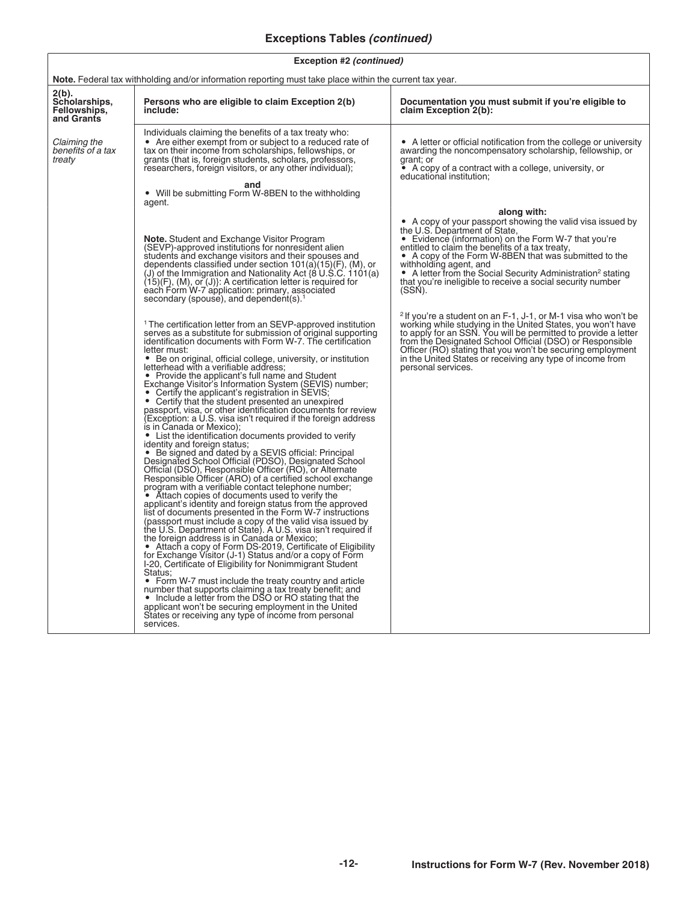## Exceptions Tables *(continued)*

| Exception #2 *(continued)* | | |
|---|---|---|
| **Note.** Federal tax withholding and/or information reporting must take place within the current tax year. | | |
| **2(b). Scholarships, Fellowships, and Grants** | **Persons who are eligible to claim Exception 2(b) include:** | **Documentation you must submit if you're eligible to claim Exception 2(b):** |
| *Claiming the benefits of a tax treaty* | Individuals claiming the benefits of a tax treaty who:<br>• Are either exempt from or subject to a reduced rate of tax on their income from scholarships, fellowships, or grants (that is, foreign students, scholars, professors, researchers, foreign visitors, or any other individual);<br>**and**<br>• Will be submitting Form W-8BEN to the withholding agent.<br><br>**Note.** Student and Exchange Visitor Program (SEVP)-approved institutions for nonresident alien students and exchange visitors and their spouses and dependents classified under section 101(a)(15)(F), (M), or (J) of the Immigration and Nationality Act {8 U.S.C. 1101(a)(15)(F), (M), or (J)}: A certification letter is required for each Form W-7 application: primary, associated secondary (spouse), and dependent(s).[1]<br><br>[1] The certification letter from an SEVP-approved institution serves as a substitute for submission of original supporting identification documents with Form W-7. The certification letter must:<br>• Be on original, official college, university, or institution letterhead with a verifiable address;<br>• Provide the applicant's full name and Student Exchange Visitor's Information System (SEVIS) number;<br>• Certify the applicant's registration in SEVIS;<br>• Certify that the student presented an unexpired passport, visa, or other identification documents for review (Exception: a U.S. visa isn't required if the foreign address is in Canada or Mexico);<br>• List the identification documents provided to verify identity and foreign status;<br>• Be signed and dated by a SEVIS official: Principal Designated School Official (PDSO), Designated School Official (DSO), Responsible Officer (RO), or Alternate Responsible Officer (ARO) of a certified school exchange program with a verifiable contact telephone number;<br>• Attach copies of documents used to verify the applicant's identity and foreign status from the approved list of documents presented in the Form W-7 instructions (passport must include a copy of the valid visa issued by the U.S. Department of State). A U.S. visa isn't required if the foreign address is in Canada or Mexico;<br>• Attach a copy of Form DS-2019, Certificate of Eligibility for Exchange Visitor (J-1) Status and/or a copy of Form I-20, Certificate of Eligibility for Nonimmigrant Student Status;<br>• Form W-7 must include the treaty country and article number that supports claiming a tax treaty benefit; and<br>• Include a letter from the DSO or RO stating that the applicant won't be securing employment in the United States or receiving any type of income from personal services. | • A letter or official notification from the college or university awarding the noncompensatory scholarship, fellowship, or grant; or<br>• A copy of a contract with a college, university, or educational institution;<br><br>**along with:**<br>• A copy of your passport showing the valid visa issued by the U.S. Department of State,<br>• Evidence (information) on the Form W-7 that you're entitled to claim the benefits of a tax treaty,<br>• A copy of the Form W-8BEN that was submitted to the withholding agent, and<br>• A letter from the Social Security Administration[2] stating that you're ineligible to receive a social security number (SSN).<br><br>[2] If you're a student on an F-1, J-1, or M-1 visa who won't be working while studying in the United States, you won't have to apply for an SSN. You will be permitted to provide a letter from the Designated School Official (DSO) or Responsible Officer (RO) stating that you won't be securing employment in the United States or receiving any type of income from personal services. |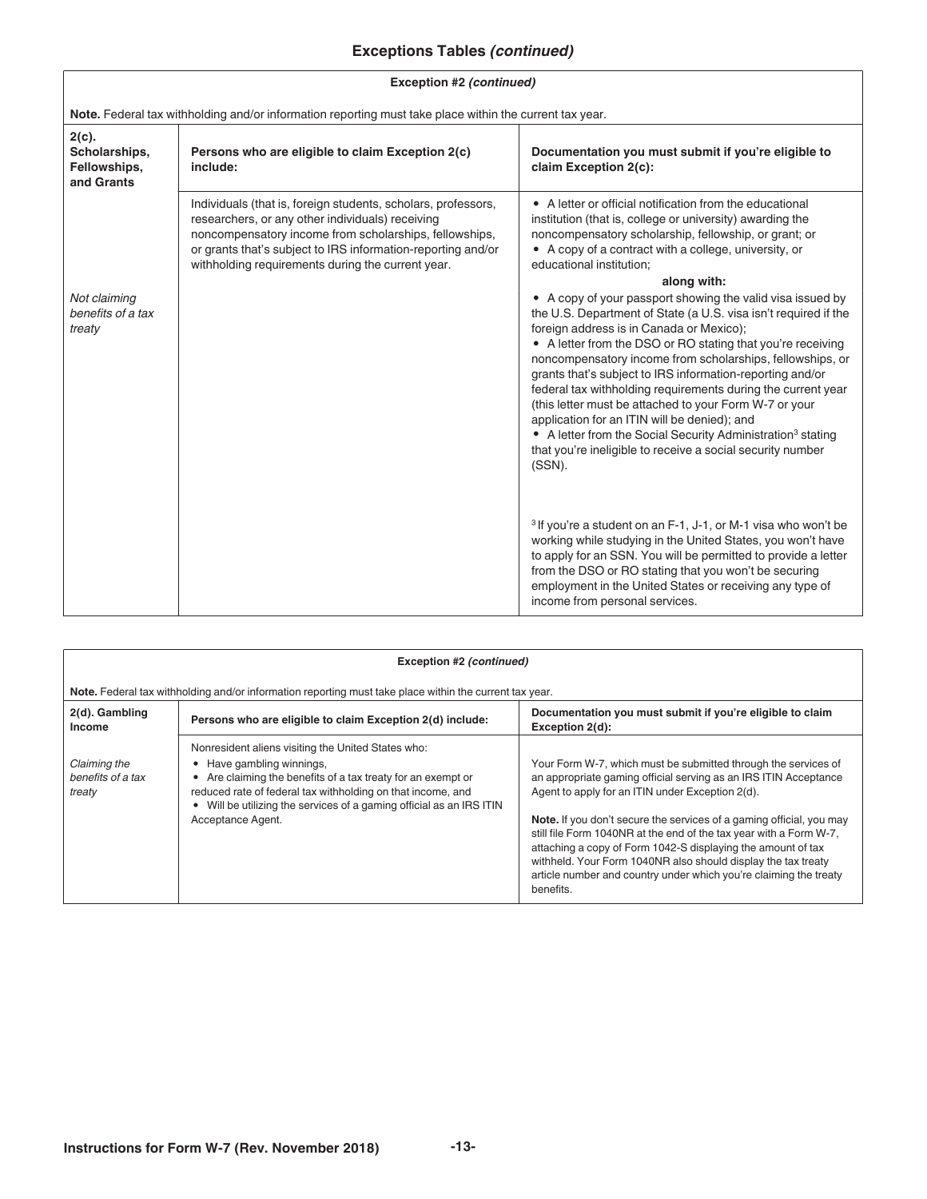## Exceptions Tables *(continued)*

**Exception #2** *(continued)*

**Note.** Federal tax withholding and/or information reporting must take place within the current tax year.

| **2(c). Scholarships, Fellowships, and Grants** | **Persons who are eligible to claim Exception 2(c) include:** | **Documentation you must submit if you're eligible to claim Exception 2(c):** |
|---|---|---|
| *Not claiming benefits of a tax treaty* | Individuals (that is, foreign students, scholars, professors, researchers, or any other individuals) receiving noncompensatory income from scholarships, fellowships, or grants that's subject to IRS information-reporting and/or withholding requirements during the current year. | • A letter or official notification from the educational institution (that is, college or university) awarding the noncompensatory scholarship, fellowship, or grant; or<br>• A copy of a contract with a college, university, or educational institution;<br>**along with:**<br>• A copy of your passport showing the valid visa issued by the U.S. Department of State (a U.S. visa isn't required if the foreign address is in Canada or Mexico);<br>• A letter from the DSO or RO stating that you're receiving noncompensatory income from scholarships, fellowships, or grants that's subject to IRS information-reporting and/or federal tax withholding requirements during the current year (this letter must be attached to your Form W-7 or your application for an ITIN will be denied); and<br>• A letter from the Social Security Administration[3] stating that you're ineligible to receive a social security number (SSN).<br><br>[3] If you're a student on an F-1, J-1, or M-1 visa who won't be working while studying in the United States, you won't have to apply for an SSN. You will be permitted to provide a letter from the DSO or RO stating that you won't be securing employment in the United States or receiving any type of income from personal services. |

**Exception #2** *(continued)*

**Note.** Federal tax withholding and/or information reporting must take place within the current tax year.

| **2(d). Gambling Income** | **Persons who are eligible to claim Exception 2(d) include:** | **Documentation you must submit if you're eligible to claim Exception 2(d):** |
|---|---|---|
| *Claiming the benefits of a tax treaty* | Nonresident aliens visiting the United States who:<br>• Have gambling winnings,<br>• Are claiming the benefits of a tax treaty for an exempt or reduced rate of federal tax withholding on that income, and<br>• Will be utilizing the services of a gaming official as an IRS ITIN Acceptance Agent. | Your Form W-7, which must be submitted through the services of an appropriate gaming official serving as an IRS ITIN Acceptance Agent to apply for an ITIN under Exception 2(d).<br><br>**Note.** If you don't secure the services of a gaming official, you may still file Form 1040NR at the end of the tax year with a Form W-7, attaching a copy of Form 1042-S displaying the amount of tax withheld. Your Form 1040NR also should display the tax treaty article number and country under which you're claiming the treaty benefits. |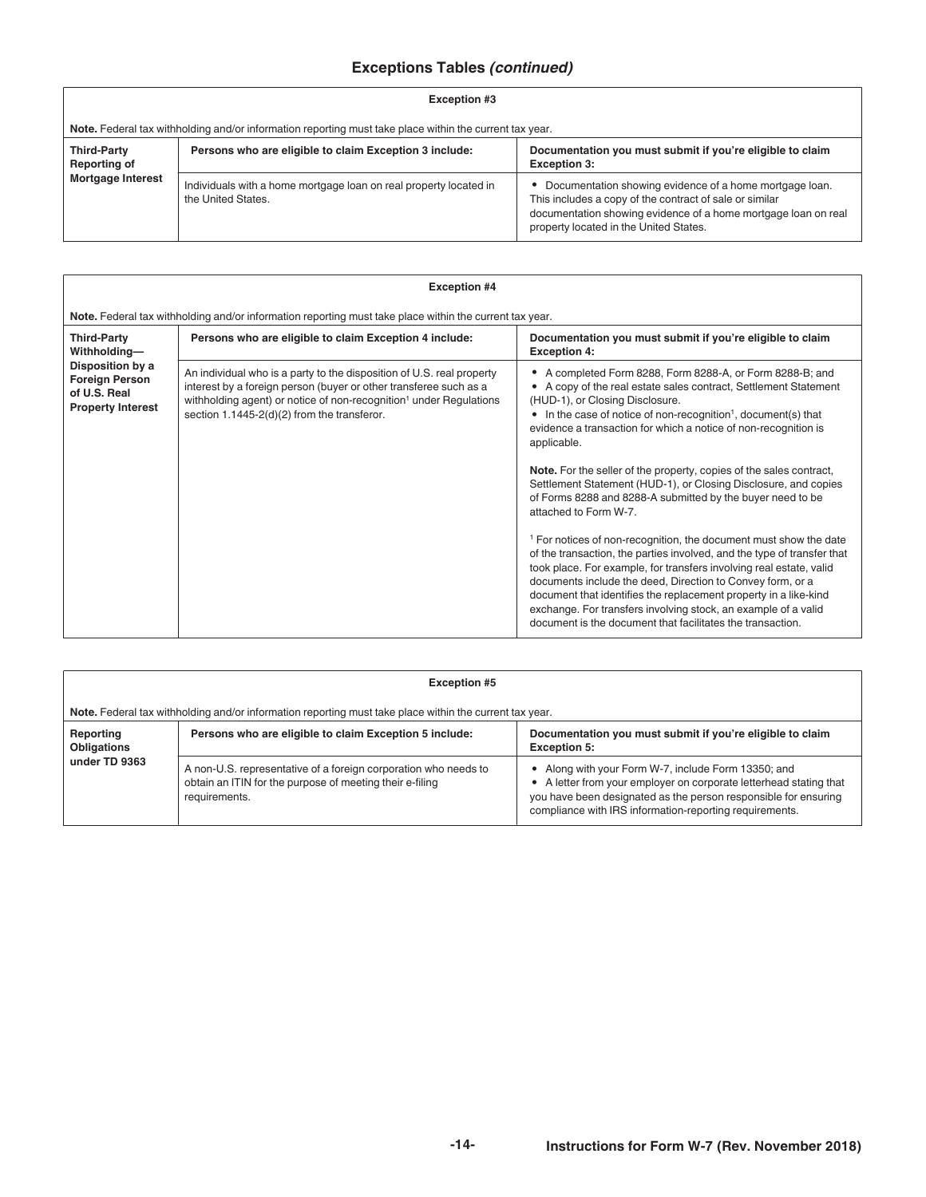## Exceptions Tables *(continued)*

| Exception #3 | | |
|---|---|---|
| **Note.** Federal tax withholding and/or information reporting must take place within the current tax year. | | |
| **Third-Party Reporting of Mortgage Interest** | **Persons who are eligible to claim Exception 3 include:** | **Documentation you must submit if you're eligible to claim Exception 3:** |
| | Individuals with a home mortgage loan on real property located in the United States. | • Documentation showing evidence of a home mortgage loan. This includes a copy of the contract of sale or similar documentation showing evidence of a home mortgage loan on real property located in the United States. |

| Exception #4 | | |
|---|---|---|
| **Note.** Federal tax withholding and/or information reporting must take place within the current tax year. | | |
| **Third-Party Withholding— Disposition by a Foreign Person of U.S. Real Property Interest** | **Persons who are eligible to claim Exception 4 include:** | **Documentation you must submit if you're eligible to claim Exception 4:** |
| | An individual who is a party to the disposition of U.S. real property interest by a foreign person (buyer or other transferee such as a withholding agent) or notice of non-recognition[1] under Regulations section 1.1445-2(d)(2) from the transferor. | • A completed Form 8288, Form 8288-A, or Form 8288-B; and<br>• A copy of the real estate sales contract, Settlement Statement (HUD-1), or Closing Disclosure.<br>• In the case of notice of non-recognition[1], document(s) that evidence a transaction for which a notice of non-recognition is applicable.<br><br>**Note.** For the seller of the property, copies of the sales contract, Settlement Statement (HUD-1), or Closing Disclosure, and copies of Forms 8288 and 8288-A submitted by the buyer need to be attached to Form W-7.<br><br>[1] For notices of non-recognition, the document must show the date of the transaction, the parties involved, and the type of transfer that took place. For example, for transfers involving real estate, valid documents include the deed, Direction to Convey form, or a document that identifies the replacement property in a like-kind exchange. For transfers involving stock, an example of a valid document is the document that facilitates the transaction. |

| Exception #5 | | |
|---|---|---|
| **Note.** Federal tax withholding and/or information reporting must take place within the current tax year. | | |
| **Reporting Obligations under TD 9363** | **Persons who are eligible to claim Exception 5 include:** | **Documentation you must submit if you're eligible to claim Exception 5:** |
| | A non-U.S. representative of a foreign corporation who needs to obtain an ITIN for the purpose of meeting their e-filing requirements. | • Along with your Form W-7, include Form 13350; and<br>• A letter from your employer on corporate letterhead stating that you have been designated as the person responsible for ensuring compliance with IRS information-reporting requirements. |